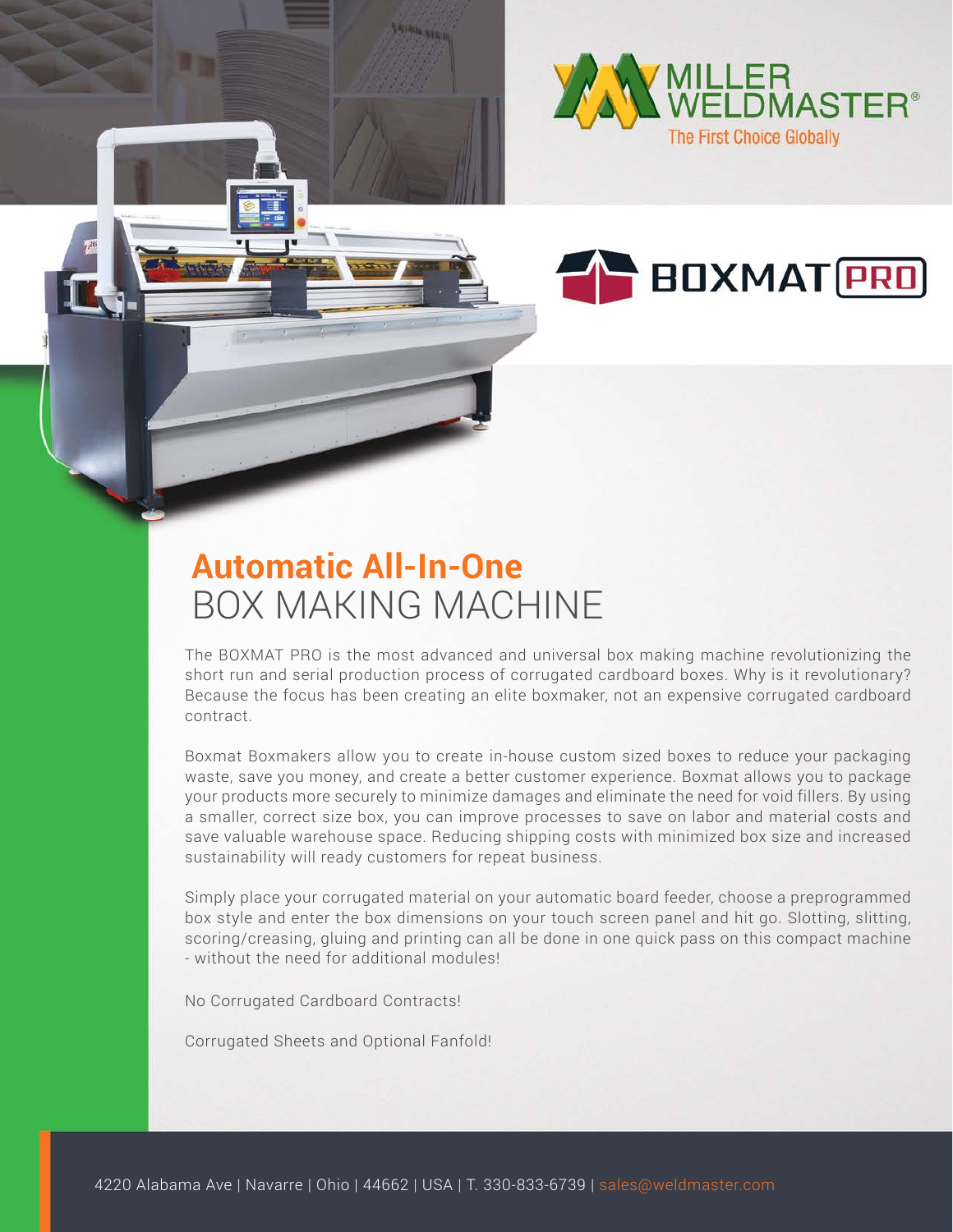MILLER WELDMASTER®

The First Choice Globally

BOXMAT PRO

# Automatic All-In-One BOX MAKING MACHINE

The BOXMAT PRO is the most advanced and universal box making machine revolutionizing the short run and serial production process of corrugated cardboard boxes. Why is it revolutionary? Because the focus has been creating an elite boxmaker, not an expensive corrugated cardboard contract.

Boxmat Boxmakers allow you to create in-house custom sized boxes to reduce your packaging waste, save you money, and create a better customer experience. Boxmat allows you to package your products more securely to minimize damages and eliminate the need for void fillers. By using a smaller, correct size box, you can improve processes to save on labor and material costs and save valuable warehouse space. Reducing shipping costs with minimized box size and increased sustainability will ready customers for repeat business.

Simply place your corrugated material on your automatic board feeder, choose a preprogrammed box style and enter the box dimensions on your touch screen panel and hit go. Slotting, slitting, scoring/creasing, gluing and printing can all be done in one quick pass on this compact machine - without the need for additional modules!

No Corrugated Cardboard Contracts!

Corrugated Sheets and Optional Fanfold!

4220 Alabama Ave | Navarre | Ohio | 44662 | USA | T. 330-833-6739 | sales@weldmaster.com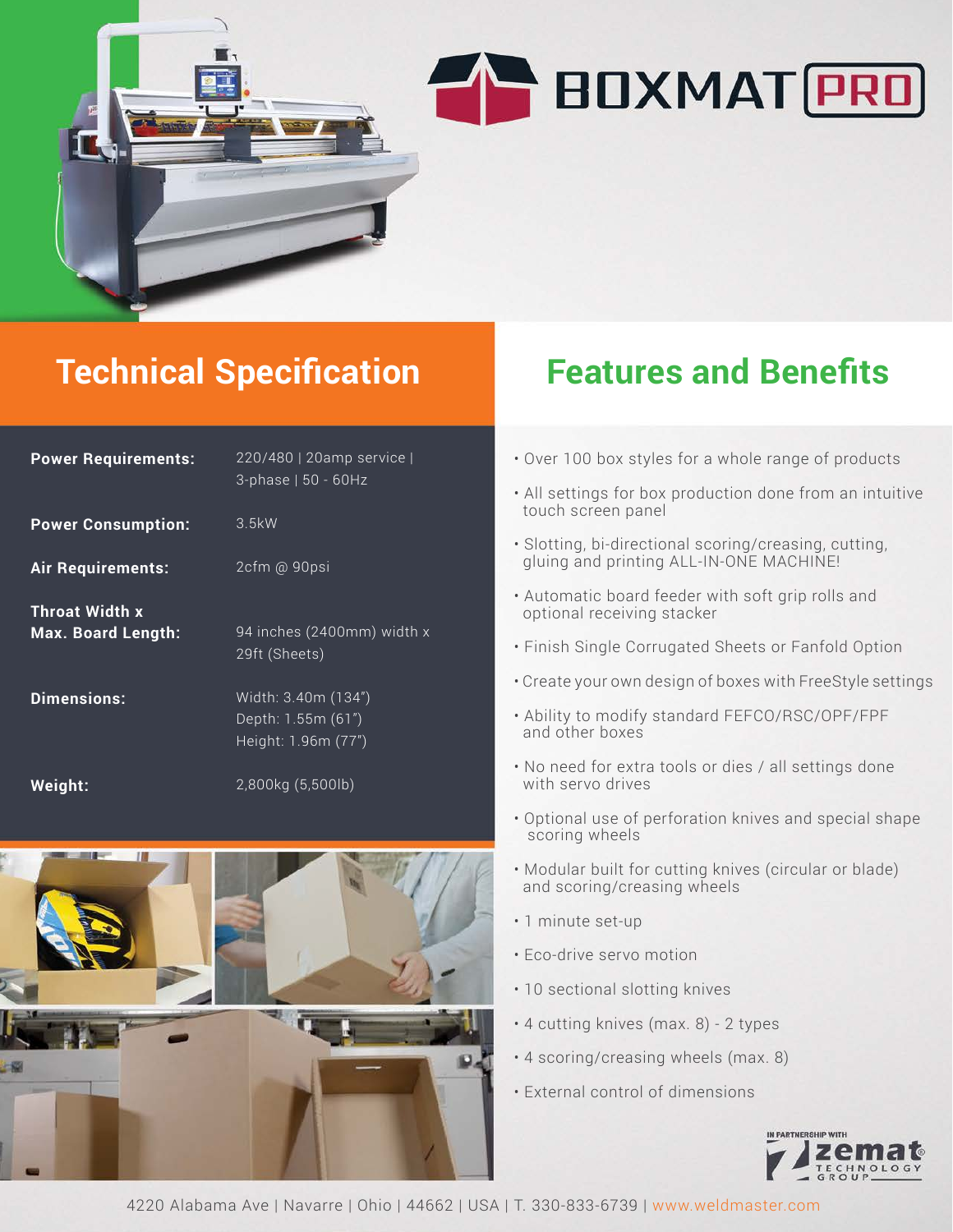# BOXMAT PRO

## Technical Specification

| | |
|---|---|
| **Power Requirements:** | 220/480 \| 20amp service \| 3-phase \| 50 - 60Hz |
| **Power Consumption:** | 3.5kW |
| **Air Requirements:** | 2cfm @ 90psi |
| **Throat Width x Max. Board Length:** | 94 inches (2400mm) width x 29ft (Sheets) |
| **Dimensions:** | Width: 3.40m (134")<br>Depth: 1.55m (61")<br>Height: 1.96m (77") |
| **Weight:** | 2,800kg (5,500lb) |

## Features and Benefits

- Over 100 box styles for a whole range of products
- All settings for box production done from an intuitive touch screen panel
- Slotting, bi-directional scoring/creasing, cutting, gluing and printing ALL-IN-ONE MACHINE!
- Automatic board feeder with soft grip rolls and optional receiving stacker
- Finish Single Corrugated Sheets or Fanfold Option
- Create your own design of boxes with FreeStyle settings
- Ability to modify standard FEFCO/RSC/OPF/FPF and other boxes
- No need for extra tools or dies / all settings done with servo drives
- Optional use of perforation knives and special shape scoring wheels
- Modular built for cutting knives (circular or blade) and scoring/creasing wheels
- 1 minute set-up
- Eco-drive servo motion
- 10 sectional slotting knives
- 4 cutting knives (max. 8) - 2 types
- 4 scoring/creasing wheels (max. 8)
- External control of dimensions

IN PARTNERSHIP WITH zemat TECHNOLOGY GROUP

4220 Alabama Ave | Navarre | Ohio | 44662 | USA | T. 330-833-6739 | www.weldmaster.com